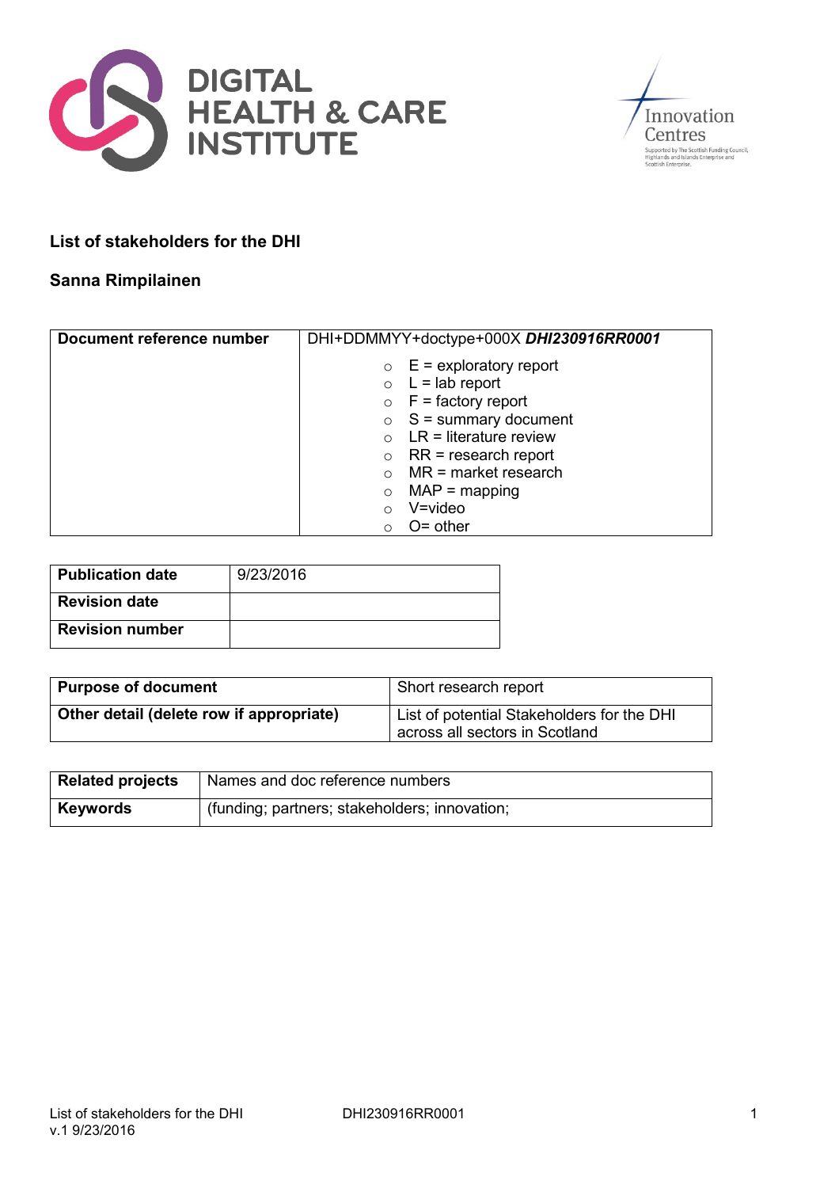DIGITAL HEALTH & CARE INSTITUTE

Innovation Centres

Supported by The Scottish Funding Council, Highlands and Islands Enterprise and Scottish Enterprise.

**List of stakeholders for the DHI**

**Sanna Rimpilainen**

| **Document reference number** | DHI+DDMMYY+doctype+000X ***DHI230916RR0001*** |
|---|---|
| | ○ E = exploratory report<br>○ L = lab report<br>○ F = factory report<br>○ S = summary document<br>○ LR = literature review<br>○ RR = research report<br>○ MR = market research<br>○ MAP = mapping<br>○ V=video<br>○ O= other |

| **Publication date** | 9/23/2016 |
|---|---|
| **Revision date** | |
| **Revision number** | |

| **Purpose of document** | Short research report |
|---|---|
| **Other detail (delete row if appropriate)** | List of potential Stakeholders for the DHI across all sectors in Scotland |

| **Related projects** | Names and doc reference numbers |
|---|---|
| **Keywords** | (funding; partners; stakeholders; innovation; |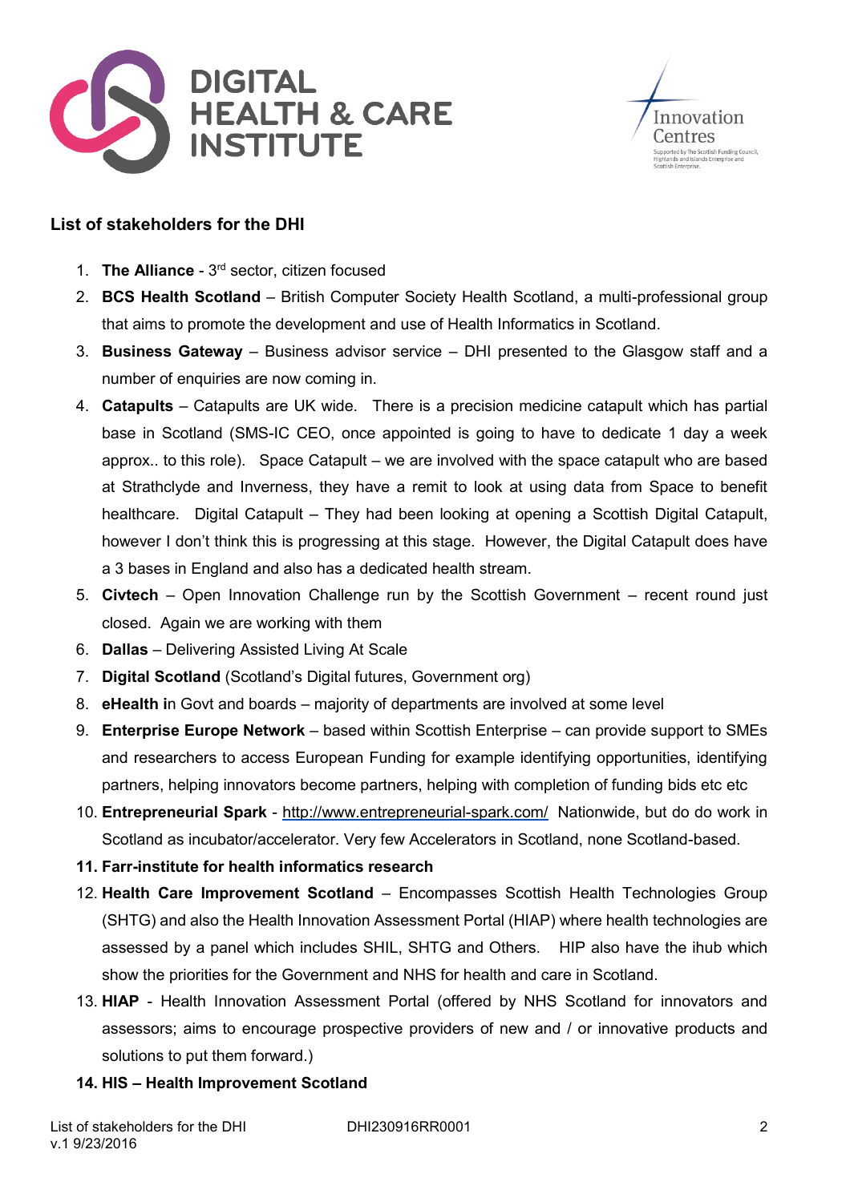**List of stakeholders for the DHI**

1. **The Alliance** - 3rd sector, citizen focused
2. **BCS Health Scotland** – British Computer Society Health Scotland, a multi-professional group that aims to promote the development and use of Health Informatics in Scotland.
3. **Business Gateway** – Business advisor service – DHI presented to the Glasgow staff and a number of enquiries are now coming in.
4. **Catapults** – Catapults are UK wide. There is a precision medicine catapult which has partial base in Scotland (SMS-IC CEO, once appointed is going to have to dedicate 1 day a week approx.. to this role). Space Catapult – we are involved with the space catapult who are based at Strathclyde and Inverness, they have a remit to look at using data from Space to benefit healthcare. Digital Catapult – They had been looking at opening a Scottish Digital Catapult, however I don't think this is progressing at this stage. However, the Digital Catapult does have a 3 bases in England and also has a dedicated health stream.
5. **Civtech** – Open Innovation Challenge run by the Scottish Government – recent round just closed. Again we are working with them
6. **Dallas** – Delivering Assisted Living At Scale
7. **Digital Scotland** (Scotland's Digital futures, Government org)
8. **eHealth i**n Govt and boards – majority of departments are involved at some level
9. **Enterprise Europe Network** – based within Scottish Enterprise – can provide support to SMEs and researchers to access European Funding for example identifying opportunities, identifying partners, helping innovators become partners, helping with completion of funding bids etc etc
10. **Entrepreneurial Spark** - http://www.entrepreneurial-spark.com/ Nationwide, but do do work in Scotland as incubator/accelerator. Very few Accelerators in Scotland, none Scotland-based.
11. **Farr-institute for health informatics research**
12. **Health Care Improvement Scotland** – Encompasses Scottish Health Technologies Group (SHTG) and also the Health Innovation Assessment Portal (HIAP) where health technologies are assessed by a panel which includes SHIL, SHTG and Others. HIP also have the ihub which show the priorities for the Government and NHS for health and care in Scotland.
13. **HIAP** - Health Innovation Assessment Portal (offered by NHS Scotland for innovators and assessors; aims to encourage prospective providers of new and / or innovative products and solutions to put them forward.)
14. **HIS – Health Improvement Scotland**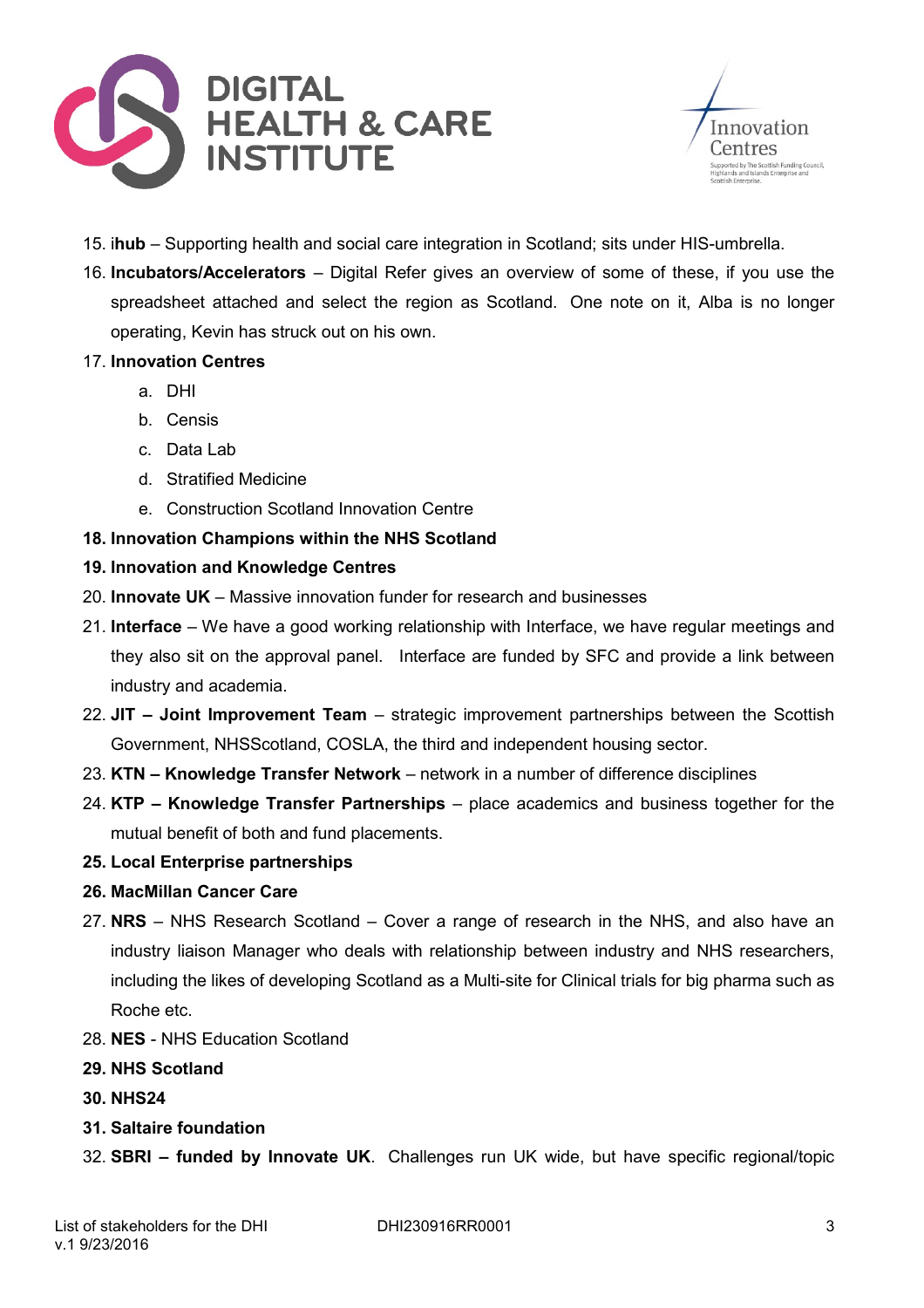15. i**hub** – Supporting health and social care integration in Scotland; sits under HIS-umbrella.
16. **Incubators/Accelerators** – Digital Refer gives an overview of some of these, if you use the spreadsheet attached and select the region as Scotland. One note on it, Alba is no longer operating, Kevin has struck out on his own.
17. **Innovation Centres**
    a. DHI
    b. Censis
    c. Data Lab
    d. Stratified Medicine
    e. Construction Scotland Innovation Centre
18. **Innovation Champions within the NHS Scotland**
19. **Innovation and Knowledge Centres**
20. **Innovate UK** – Massive innovation funder for research and businesses
21. **Interface** – We have a good working relationship with Interface, we have regular meetings and they also sit on the approval panel. Interface are funded by SFC and provide a link between industry and academia.
22. **JIT – Joint Improvement Team** – strategic improvement partnerships between the Scottish Government, NHSScotland, COSLA, the third and independent housing sector.
23. **KTN – Knowledge Transfer Network** – network in a number of difference disciplines
24. **KTP – Knowledge Transfer Partnerships** – place academics and business together for the mutual benefit of both and fund placements.
25. **Local Enterprise partnerships**
26. **MacMillan Cancer Care**
27. **NRS** – NHS Research Scotland – Cover a range of research in the NHS, and also have an industry liaison Manager who deals with relationship between industry and NHS researchers, including the likes of developing Scotland as a Multi-site for Clinical trials for big pharma such as Roche etc.
28. **NES** - NHS Education Scotland
29. **NHS Scotland**
30. **NHS24**
31. **Saltaire foundation**
32. **SBRI – funded by Innovate UK**. Challenges run UK wide, but have specific regional/topic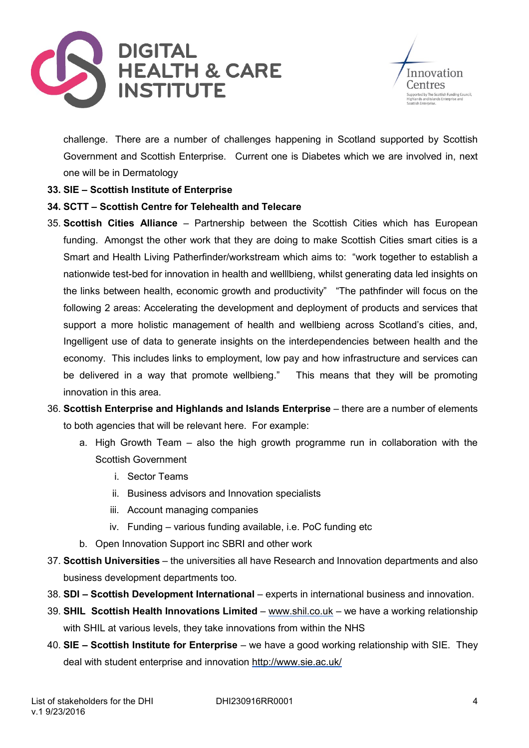challenge. There are a number of challenges happening in Scotland supported by Scottish Government and Scottish Enterprise. Current one is Diabetes which we are involved in, next one will be in Dermatology

33. **SIE – Scottish Institute of Enterprise**
34. **SCTT – Scottish Centre for Telehealth and Telecare**
35. **Scottish Cities Alliance** – Partnership between the Scottish Cities which has European funding. Amongst the other work that they are doing to make Scottish Cities smart cities is a Smart and Health Living Patherfinder/workstream which aims to: "work together to establish a nationwide test-bed for innovation in health and welllbieng, whilst generating data led insights on the links between health, economic growth and productivity" "The pathfinder will focus on the following 2 areas: Accelerating the development and deployment of products and services that support a more holistic management of health and wellbieng across Scotland's cities, and, Ingelligent use of data to generate insights on the interdependencies between health and the economy. This includes links to employment, low pay and how infrastructure and services can be delivered in a way that promote wellbieng." This means that they will be promoting innovation in this area.
36. **Scottish Enterprise and Highlands and Islands Enterprise** – there are a number of elements to both agencies that will be relevant here. For example:
    a. High Growth Team – also the high growth programme run in collaboration with the Scottish Government
        i. Sector Teams
        ii. Business advisors and Innovation specialists
        iii. Account managing companies
        iv. Funding – various funding available, i.e. PoC funding etc
    b. Open Innovation Support inc SBRI and other work
37. **Scottish Universities** – the universities all have Research and Innovation departments and also business development departments too.
38. **SDI – Scottish Development International** – experts in international business and innovation.
39. **SHIL Scottish Health Innovations Limited** – www.shil.co.uk – we have a working relationship with SHIL at various levels, they take innovations from within the NHS
40. **SIE – Scottish Institute for Enterprise** – we have a good working relationship with SIE. They deal with student enterprise and innovation http://www.sie.ac.uk/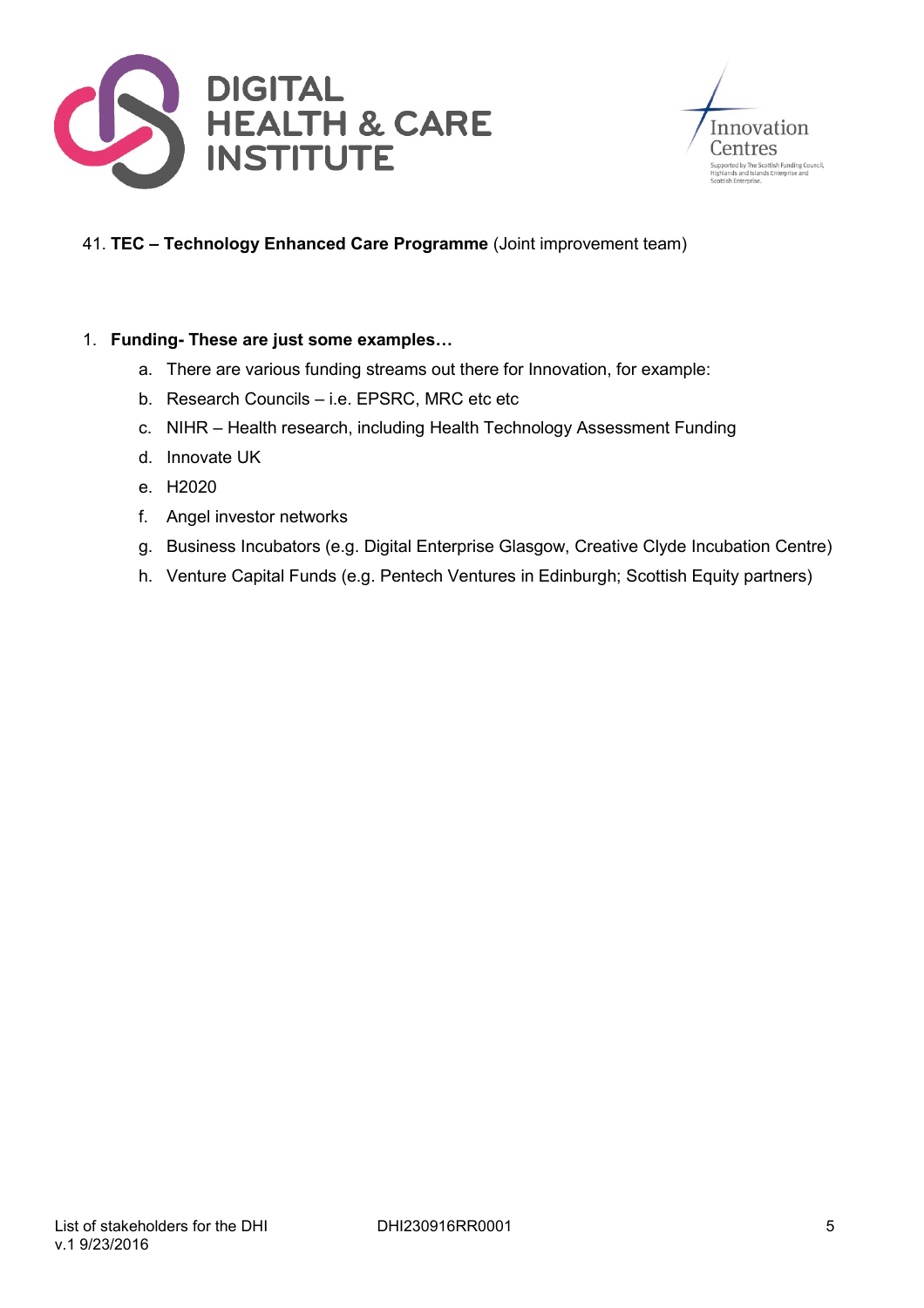41. **TEC – Technology Enhanced Care Programme** (Joint improvement team)

1. **Funding- These are just some examples…**
   a. There are various funding streams out there for Innovation, for example:
   b. Research Councils – i.e. EPSRC, MRC etc etc
   c. NIHR – Health research, including Health Technology Assessment Funding
   d. Innovate UK
   e. H2020
   f. Angel investor networks
   g. Business Incubators (e.g. Digital Enterprise Glasgow, Creative Clyde Incubation Centre)
   h. Venture Capital Funds (e.g. Pentech Ventures in Edinburgh; Scottish Equity partners)